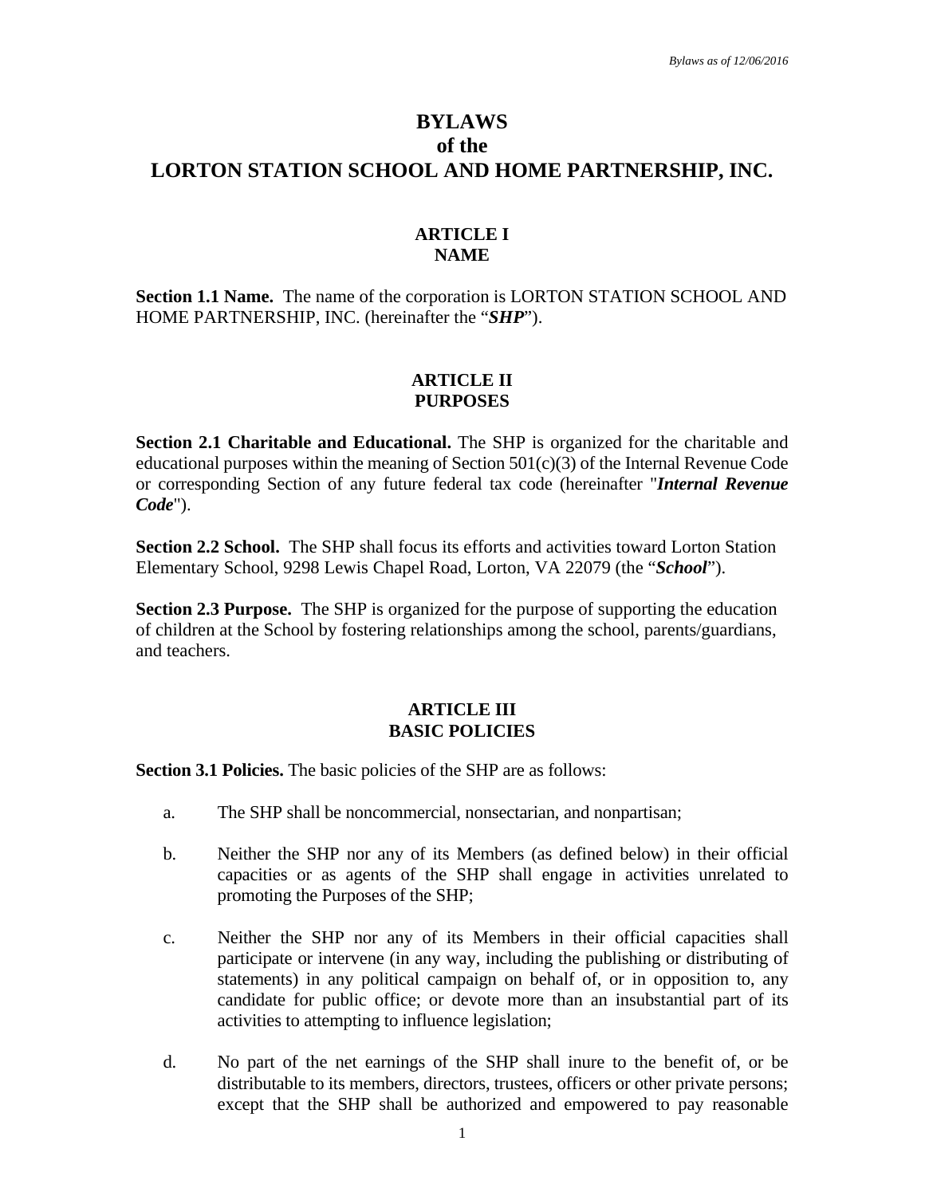# BYLAWS of the LORTON STATION SCHOOL AND HOME PARTNERSHIP, INC.

## ARTICLE I NAME

**Section 1.1 Name.** The name of the corporation is LORTON STATION SCHOOL AND HOME PARTNERSHIP, INC. (hereinafter the "***SHP***").

## ARTICLE II PURPOSES

**Section 2.1 Charitable and Educational.** The SHP is organized for the charitable and educational purposes within the meaning of Section 501(c)(3) of the Internal Revenue Code or corresponding Section of any future federal tax code (hereinafter "***Internal Revenue Code***").

**Section 2.2 School.** The SHP shall focus its efforts and activities toward Lorton Station Elementary School, 9298 Lewis Chapel Road, Lorton, VA 22079 (the "***School***").

**Section 2.3 Purpose.** The SHP is organized for the purpose of supporting the education of children at the School by fostering relationships among the school, parents/guardians, and teachers.

## ARTICLE III BASIC POLICIES

**Section 3.1 Policies.** The basic policies of the SHP are as follows:

a. The SHP shall be noncommercial, nonsectarian, and nonpartisan;

b. Neither the SHP nor any of its Members (as defined below) in their official capacities or as agents of the SHP shall engage in activities unrelated to promoting the Purposes of the SHP;

c. Neither the SHP nor any of its Members in their official capacities shall participate or intervene (in any way, including the publishing or distributing of statements) in any political campaign on behalf of, or in opposition to, any candidate for public office; or devote more than an insubstantial part of its activities to attempting to influence legislation;

d. No part of the net earnings of the SHP shall inure to the benefit of, or be distributable to its members, directors, trustees, officers or other private persons; except that the SHP shall be authorized and empowered to pay reasonable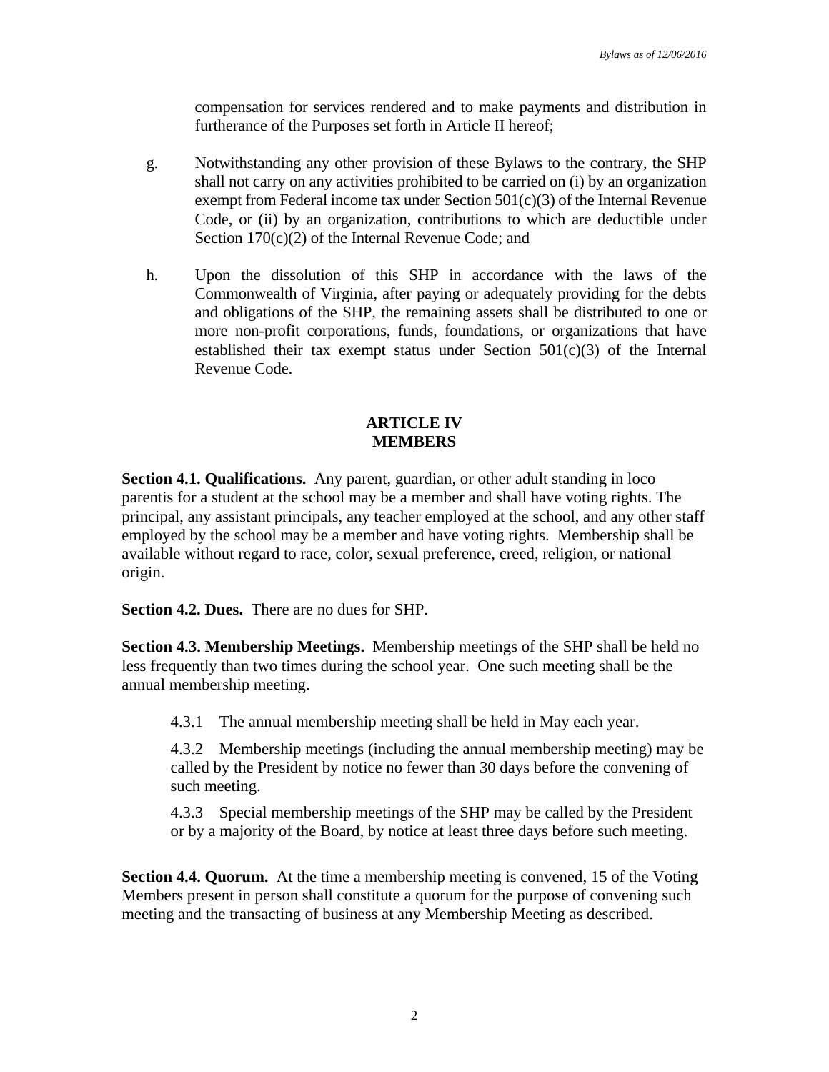compensation for services rendered and to make payments and distribution in furtherance of the Purposes set forth in Article II hereof;

g. Notwithstanding any other provision of these Bylaws to the contrary, the SHP shall not carry on any activities prohibited to be carried on (i) by an organization exempt from Federal income tax under Section 501(c)(3) of the Internal Revenue Code, or (ii) by an organization, contributions to which are deductible under Section 170(c)(2) of the Internal Revenue Code; and

h. Upon the dissolution of this SHP in accordance with the laws of the Commonwealth of Virginia, after paying or adequately providing for the debts and obligations of the SHP, the remaining assets shall be distributed to one or more non-profit corporations, funds, foundations, or organizations that have established their tax exempt status under Section 501(c)(3) of the Internal Revenue Code.

## ARTICLE IV
## MEMBERS

**Section 4.1. Qualifications.** Any parent, guardian, or other adult standing in loco parentis for a student at the school may be a member and shall have voting rights. The principal, any assistant principals, any teacher employed at the school, and any other staff employed by the school may be a member and have voting rights. Membership shall be available without regard to race, color, sexual preference, creed, religion, or national origin.

**Section 4.2. Dues.** There are no dues for SHP.

**Section 4.3. Membership Meetings.** Membership meetings of the SHP shall be held no less frequently than two times during the school year. One such meeting shall be the annual membership meeting.

4.3.1 The annual membership meeting shall be held in May each year.

4.3.2 Membership meetings (including the annual membership meeting) may be called by the President by notice no fewer than 30 days before the convening of such meeting.

4.3.3 Special membership meetings of the SHP may be called by the President or by a majority of the Board, by notice at least three days before such meeting.

**Section 4.4. Quorum.** At the time a membership meeting is convened, 15 of the Voting Members present in person shall constitute a quorum for the purpose of convening such meeting and the transacting of business at any Membership Meeting as described.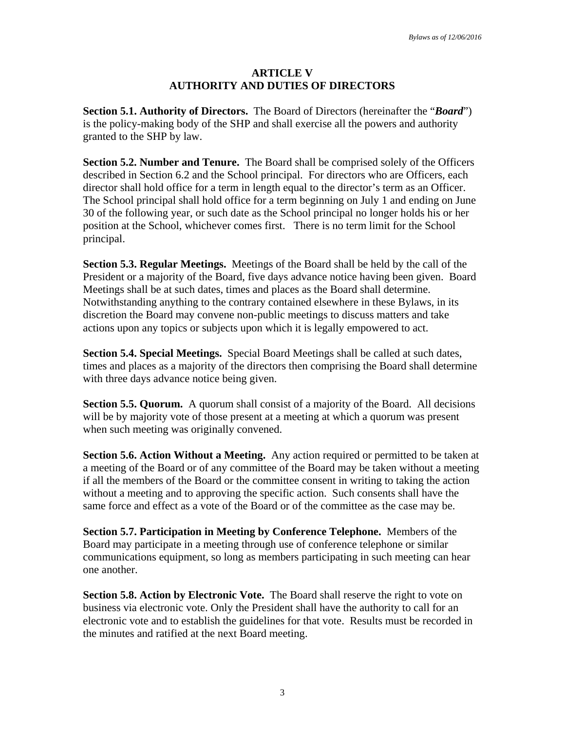## ARTICLE V
## AUTHORITY AND DUTIES OF DIRECTORS

**Section 5.1. Authority of Directors.** The Board of Directors (hereinafter the "***Board***") is the policy-making body of the SHP and shall exercise all the powers and authority granted to the SHP by law.

**Section 5.2. Number and Tenure.** The Board shall be comprised solely of the Officers described in Section 6.2 and the School principal. For directors who are Officers, each director shall hold office for a term in length equal to the director's term as an Officer. The School principal shall hold office for a term beginning on July 1 and ending on June 30 of the following year, or such date as the School principal no longer holds his or her position at the School, whichever comes first. There is no term limit for the School principal.

**Section 5.3. Regular Meetings.** Meetings of the Board shall be held by the call of the President or a majority of the Board, five days advance notice having been given. Board Meetings shall be at such dates, times and places as the Board shall determine. Notwithstanding anything to the contrary contained elsewhere in these Bylaws, in its discretion the Board may convene non-public meetings to discuss matters and take actions upon any topics or subjects upon which it is legally empowered to act.

**Section 5.4. Special Meetings.** Special Board Meetings shall be called at such dates, times and places as a majority of the directors then comprising the Board shall determine with three days advance notice being given.

**Section 5.5. Quorum.** A quorum shall consist of a majority of the Board. All decisions will be by majority vote of those present at a meeting at which a quorum was present when such meeting was originally convened.

**Section 5.6. Action Without a Meeting.** Any action required or permitted to be taken at a meeting of the Board or of any committee of the Board may be taken without a meeting if all the members of the Board or the committee consent in writing to taking the action without a meeting and to approving the specific action. Such consents shall have the same force and effect as a vote of the Board or of the committee as the case may be.

**Section 5.7. Participation in Meeting by Conference Telephone.** Members of the Board may participate in a meeting through use of conference telephone or similar communications equipment, so long as members participating in such meeting can hear one another.

**Section 5.8. Action by Electronic Vote.** The Board shall reserve the right to vote on business via electronic vote. Only the President shall have the authority to call for an electronic vote and to establish the guidelines for that vote. Results must be recorded in the minutes and ratified at the next Board meeting.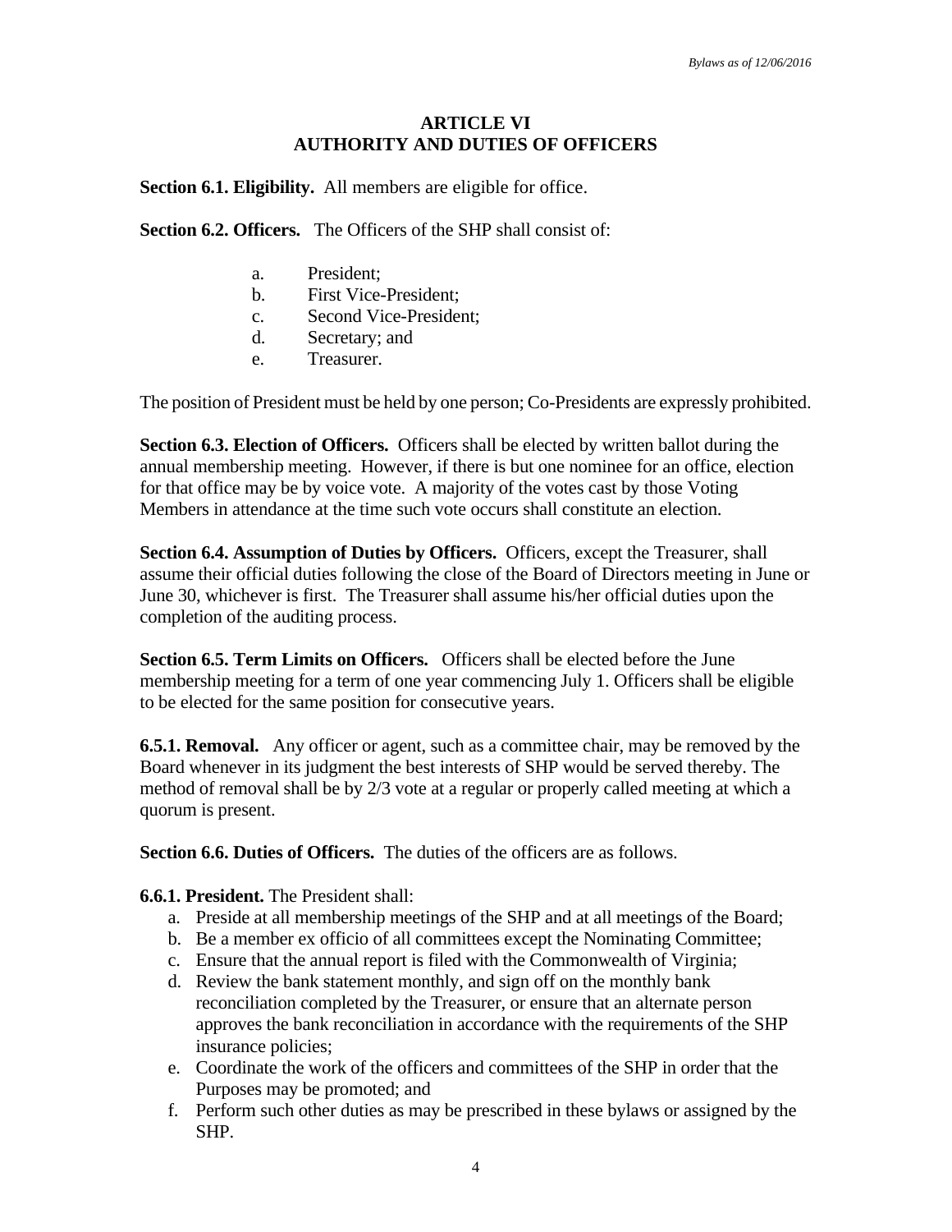## ARTICLE VI
## AUTHORITY AND DUTIES OF OFFICERS

**Section 6.1. Eligibility.** All members are eligible for office.

**Section 6.2. Officers.** The Officers of the SHP shall consist of:

a. President;
b. First Vice-President;
c. Second Vice-President;
d. Secretary; and
e. Treasurer.

The position of President must be held by one person; Co-Presidents are expressly prohibited.

**Section 6.3. Election of Officers.** Officers shall be elected by written ballot during the annual membership meeting. However, if there is but one nominee for an office, election for that office may be by voice vote. A majority of the votes cast by those Voting Members in attendance at the time such vote occurs shall constitute an election.

**Section 6.4. Assumption of Duties by Officers.** Officers, except the Treasurer, shall assume their official duties following the close of the Board of Directors meeting in June or June 30, whichever is first. The Treasurer shall assume his/her official duties upon the completion of the auditing process.

**Section 6.5. Term Limits on Officers.** Officers shall be elected before the June membership meeting for a term of one year commencing July 1. Officers shall be eligible to be elected for the same position for consecutive years.

**6.5.1. Removal.** Any officer or agent, such as a committee chair, may be removed by the Board whenever in its judgment the best interests of SHP would be served thereby. The method of removal shall be by 2/3 vote at a regular or properly called meeting at which a quorum is present.

**Section 6.6. Duties of Officers.** The duties of the officers are as follows.

**6.6.1. President.** The President shall:

a. Preside at all membership meetings of the SHP and at all meetings of the Board;
b. Be a member ex officio of all committees except the Nominating Committee;
c. Ensure that the annual report is filed with the Commonwealth of Virginia;
d. Review the bank statement monthly, and sign off on the monthly bank reconciliation completed by the Treasurer, or ensure that an alternate person approves the bank reconciliation in accordance with the requirements of the SHP insurance policies;
e. Coordinate the work of the officers and committees of the SHP in order that the Purposes may be promoted; and
f. Perform such other duties as may be prescribed in these bylaws or assigned by the SHP.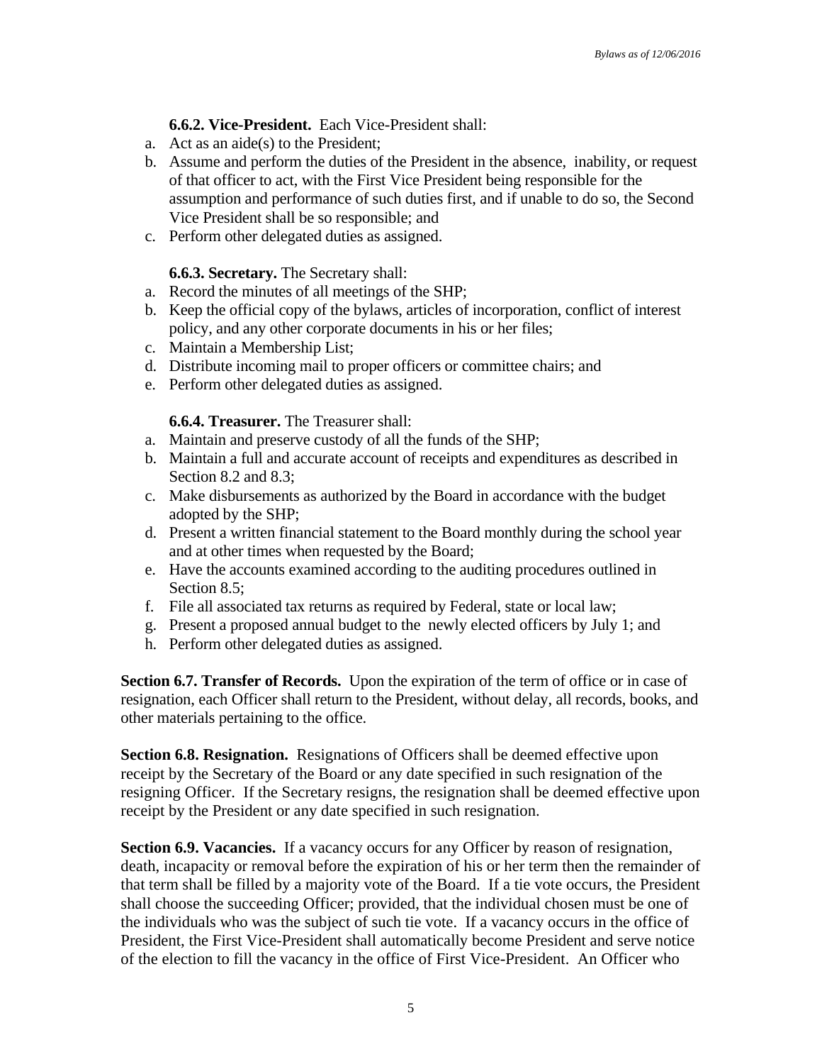**6.6.2. Vice-President.** Each Vice-President shall:

a. Act as an aide(s) to the President;
b. Assume and perform the duties of the President in the absence, inability, or request of that officer to act, with the First Vice President being responsible for the assumption and performance of such duties first, and if unable to do so, the Second Vice President shall be so responsible; and
c. Perform other delegated duties as assigned.

**6.6.3. Secretary.** The Secretary shall:

a. Record the minutes of all meetings of the SHP;
b. Keep the official copy of the bylaws, articles of incorporation, conflict of interest policy, and any other corporate documents in his or her files;
c. Maintain a Membership List;
d. Distribute incoming mail to proper officers or committee chairs; and
e. Perform other delegated duties as assigned.

**6.6.4. Treasurer.** The Treasurer shall:

a. Maintain and preserve custody of all the funds of the SHP;
b. Maintain a full and accurate account of receipts and expenditures as described in Section 8.2 and 8.3;
c. Make disbursements as authorized by the Board in accordance with the budget adopted by the SHP;
d. Present a written financial statement to the Board monthly during the school year and at other times when requested by the Board;
e. Have the accounts examined according to the auditing procedures outlined in Section 8.5;
f. File all associated tax returns as required by Federal, state or local law;
g. Present a proposed annual budget to the newly elected officers by July 1; and
h. Perform other delegated duties as assigned.

**Section 6.7. Transfer of Records.** Upon the expiration of the term of office or in case of resignation, each Officer shall return to the President, without delay, all records, books, and other materials pertaining to the office.

**Section 6.8. Resignation.** Resignations of Officers shall be deemed effective upon receipt by the Secretary of the Board or any date specified in such resignation of the resigning Officer. If the Secretary resigns, the resignation shall be deemed effective upon receipt by the President or any date specified in such resignation.

**Section 6.9. Vacancies.** If a vacancy occurs for any Officer by reason of resignation, death, incapacity or removal before the expiration of his or her term then the remainder of that term shall be filled by a majority vote of the Board. If a tie vote occurs, the President shall choose the succeeding Officer; provided, that the individual chosen must be one of the individuals who was the subject of such tie vote. If a vacancy occurs in the office of President, the First Vice-President shall automatically become President and serve notice of the election to fill the vacancy in the office of First Vice-President. An Officer who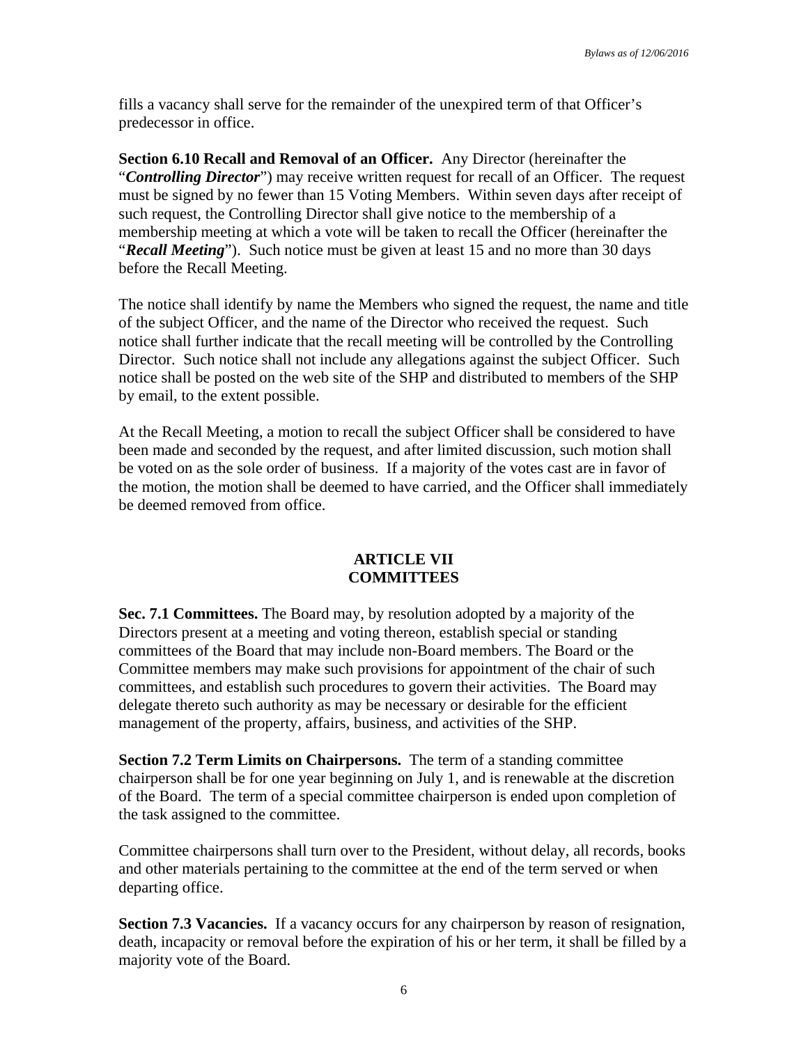fills a vacancy shall serve for the remainder of the unexpired term of that Officer's predecessor in office.

**Section 6.10 Recall and Removal of an Officer.** Any Director (hereinafter the "***Controlling Director***") may receive written request for recall of an Officer. The request must be signed by no fewer than 15 Voting Members. Within seven days after receipt of such request, the Controlling Director shall give notice to the membership of a membership meeting at which a vote will be taken to recall the Officer (hereinafter the "***Recall Meeting***"). Such notice must be given at least 15 and no more than 30 days before the Recall Meeting.

The notice shall identify by name the Members who signed the request, the name and title of the subject Officer, and the name of the Director who received the request. Such notice shall further indicate that the recall meeting will be controlled by the Controlling Director. Such notice shall not include any allegations against the subject Officer. Such notice shall be posted on the web site of the SHP and distributed to members of the SHP by email, to the extent possible.

At the Recall Meeting, a motion to recall the subject Officer shall be considered to have been made and seconded by the request, and after limited discussion, such motion shall be voted on as the sole order of business. If a majority of the votes cast are in favor of the motion, the motion shall be deemed to have carried, and the Officer shall immediately be deemed removed from office.

## ARTICLE VII
## COMMITTEES

**Sec. 7.1 Committees.** The Board may, by resolution adopted by a majority of the Directors present at a meeting and voting thereon, establish special or standing committees of the Board that may include non-Board members. The Board or the Committee members may make such provisions for appointment of the chair of such committees, and establish such procedures to govern their activities. The Board may delegate thereto such authority as may be necessary or desirable for the efficient management of the property, affairs, business, and activities of the SHP.

**Section 7.2 Term Limits on Chairpersons.** The term of a standing committee chairperson shall be for one year beginning on July 1, and is renewable at the discretion of the Board. The term of a special committee chairperson is ended upon completion of the task assigned to the committee.

Committee chairpersons shall turn over to the President, without delay, all records, books and other materials pertaining to the committee at the end of the term served or when departing office.

**Section 7.3 Vacancies.** If a vacancy occurs for any chairperson by reason of resignation, death, incapacity or removal before the expiration of his or her term, it shall be filled by a majority vote of the Board.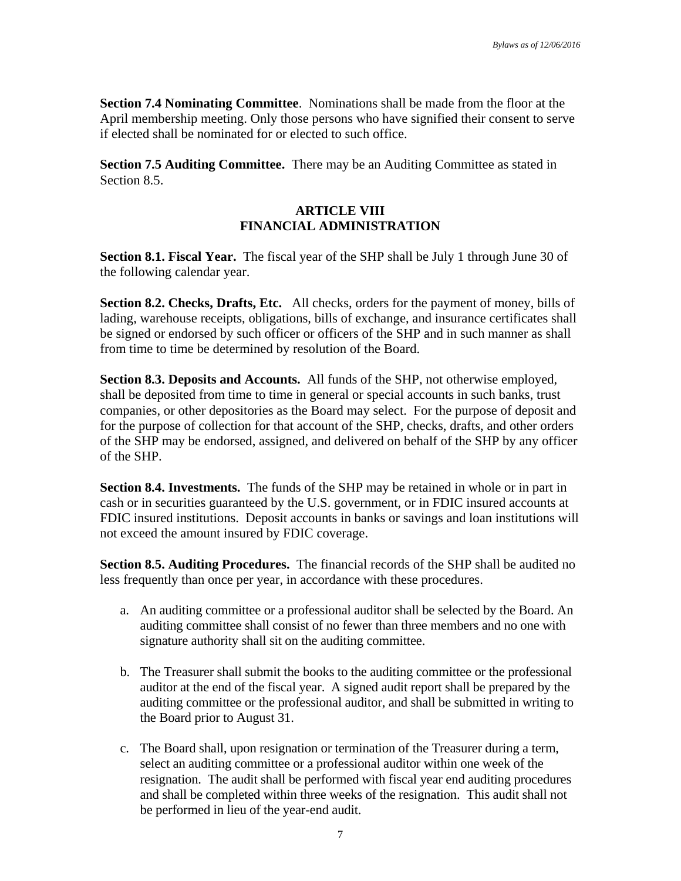**Section 7.4 Nominating Committee**. Nominations shall be made from the floor at the April membership meeting. Only those persons who have signified their consent to serve if elected shall be nominated for or elected to such office.

**Section 7.5 Auditing Committee.** There may be an Auditing Committee as stated in Section 8.5.

## ARTICLE VIII
## FINANCIAL ADMINISTRATION

**Section 8.1. Fiscal Year.** The fiscal year of the SHP shall be July 1 through June 30 of the following calendar year.

**Section 8.2. Checks, Drafts, Etc.** All checks, orders for the payment of money, bills of lading, warehouse receipts, obligations, bills of exchange, and insurance certificates shall be signed or endorsed by such officer or officers of the SHP and in such manner as shall from time to time be determined by resolution of the Board.

**Section 8.3. Deposits and Accounts.** All funds of the SHP, not otherwise employed, shall be deposited from time to time in general or special accounts in such banks, trust companies, or other depositories as the Board may select. For the purpose of deposit and for the purpose of collection for that account of the SHP, checks, drafts, and other orders of the SHP may be endorsed, assigned, and delivered on behalf of the SHP by any officer of the SHP.

**Section 8.4. Investments.** The funds of the SHP may be retained in whole or in part in cash or in securities guaranteed by the U.S. government, or in FDIC insured accounts at FDIC insured institutions. Deposit accounts in banks or savings and loan institutions will not exceed the amount insured by FDIC coverage.

**Section 8.5. Auditing Procedures.** The financial records of the SHP shall be audited no less frequently than once per year, in accordance with these procedures.

a. An auditing committee or a professional auditor shall be selected by the Board. An auditing committee shall consist of no fewer than three members and no one with signature authority shall sit on the auditing committee.

b. The Treasurer shall submit the books to the auditing committee or the professional auditor at the end of the fiscal year. A signed audit report shall be prepared by the auditing committee or the professional auditor, and shall be submitted in writing to the Board prior to August 31.

c. The Board shall, upon resignation or termination of the Treasurer during a term, select an auditing committee or a professional auditor within one week of the resignation. The audit shall be performed with fiscal year end auditing procedures and shall be completed within three weeks of the resignation. This audit shall not be performed in lieu of the year-end audit.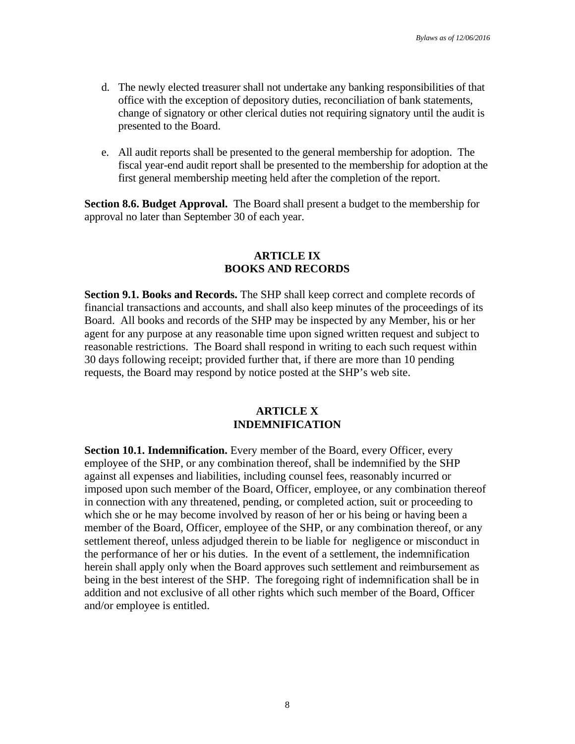d. The newly elected treasurer shall not undertake any banking responsibilities of that office with the exception of depository duties, reconciliation of bank statements, change of signatory or other clerical duties not requiring signatory until the audit is presented to the Board.

e. All audit reports shall be presented to the general membership for adoption. The fiscal year-end audit report shall be presented to the membership for adoption at the first general membership meeting held after the completion of the report.

**Section 8.6. Budget Approval.** The Board shall present a budget to the membership for approval no later than September 30 of each year.

## ARTICLE IX
## BOOKS AND RECORDS

**Section 9.1. Books and Records.** The SHP shall keep correct and complete records of financial transactions and accounts, and shall also keep minutes of the proceedings of its Board. All books and records of the SHP may be inspected by any Member, his or her agent for any purpose at any reasonable time upon signed written request and subject to reasonable restrictions. The Board shall respond in writing to each such request within 30 days following receipt; provided further that, if there are more than 10 pending requests, the Board may respond by notice posted at the SHP's web site.

## ARTICLE X
## INDEMNIFICATION

**Section 10.1. Indemnification.** Every member of the Board, every Officer, every employee of the SHP, or any combination thereof, shall be indemnified by the SHP against all expenses and liabilities, including counsel fees, reasonably incurred or imposed upon such member of the Board, Officer, employee, or any combination thereof in connection with any threatened, pending, or completed action, suit or proceeding to which she or he may become involved by reason of her or his being or having been a member of the Board, Officer, employee of the SHP, or any combination thereof, or any settlement thereof, unless adjudged therein to be liable for negligence or misconduct in the performance of her or his duties. In the event of a settlement, the indemnification herein shall apply only when the Board approves such settlement and reimbursement as being in the best interest of the SHP. The foregoing right of indemnification shall be in addition and not exclusive of all other rights which such member of the Board, Officer and/or employee is entitled.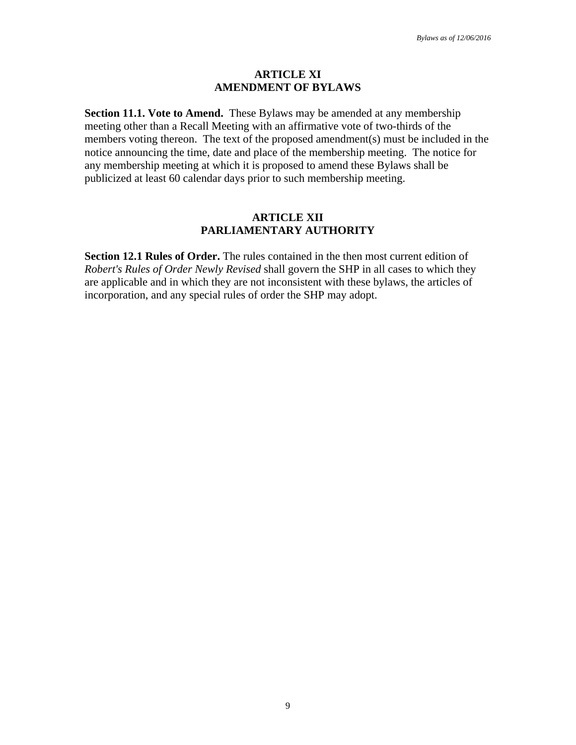## ARTICLE XI
## AMENDMENT OF BYLAWS

**Section 11.1. Vote to Amend.** These Bylaws may be amended at any membership meeting other than a Recall Meeting with an affirmative vote of two-thirds of the members voting thereon. The text of the proposed amendment(s) must be included in the notice announcing the time, date and place of the membership meeting. The notice for any membership meeting at which it is proposed to amend these Bylaws shall be publicized at least 60 calendar days prior to such membership meeting.

## ARTICLE XII
## PARLIAMENTARY AUTHORITY

**Section 12.1 Rules of Order.** The rules contained in the then most current edition of *Robert's Rules of Order Newly Revised* shall govern the SHP in all cases to which they are applicable and in which they are not inconsistent with these bylaws, the articles of incorporation, and any special rules of order the SHP may adopt.